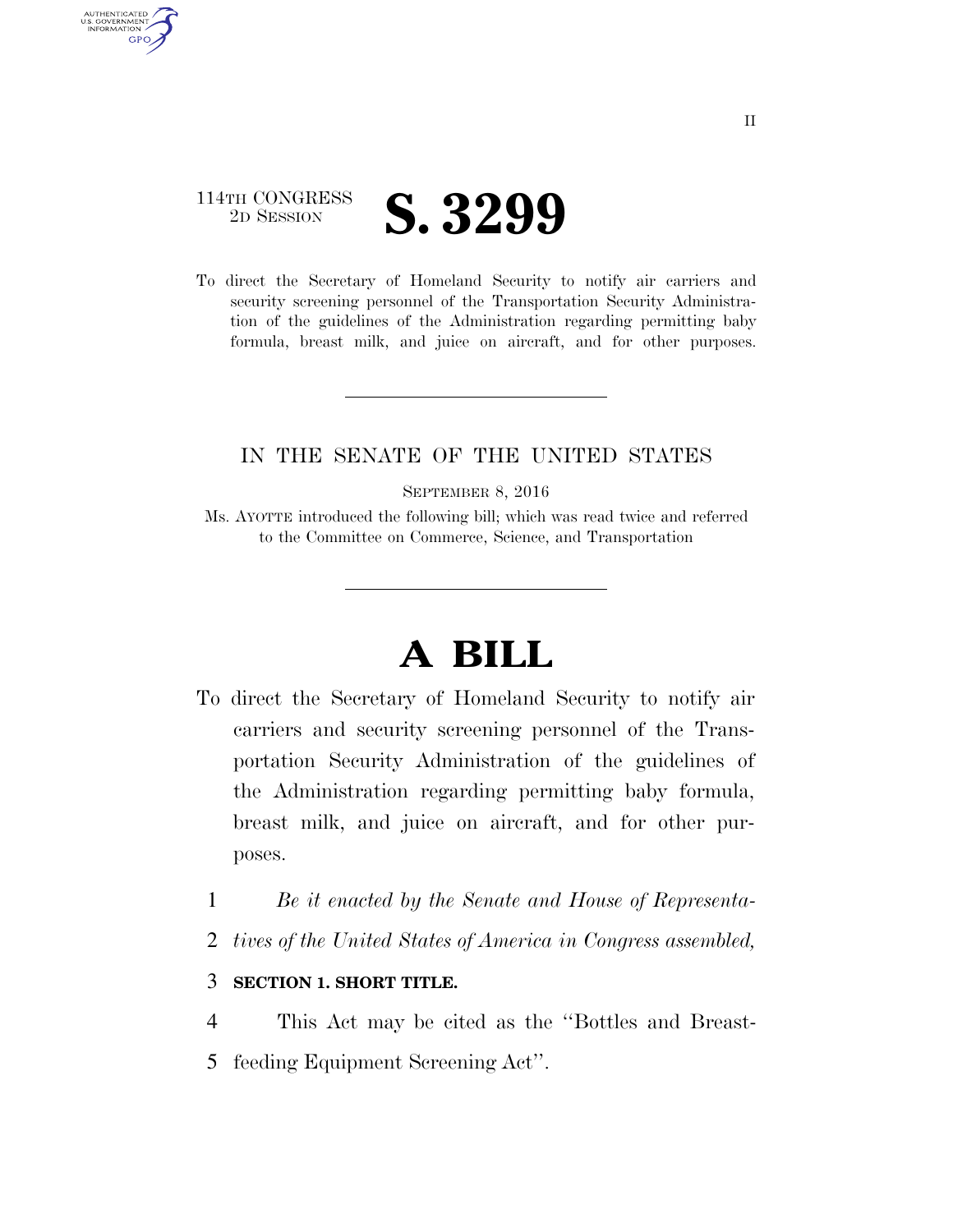II

114TH CONGRESS
2D SESSION

# S. 3299

To direct the Secretary of Homeland Security to notify air carriers and security screening personnel of the Transportation Security Administration of the guidelines of the Administration regarding permitting baby formula, breast milk, and juice on aircraft, and for other purposes.

---

IN THE SENATE OF THE UNITED STATES

SEPTEMBER 8, 2016

Ms. AYOTTE introduced the following bill; which was read twice and referred to the Committee on Commerce, Science, and Transportation

---

# A BILL

To direct the Secretary of Homeland Security to notify air carriers and security screening personnel of the Transportation Security Administration of the guidelines of the Administration regarding permitting baby formula, breast milk, and juice on aircraft, and for other purposes.

1 *Be it enacted by the Senate and House of Representa-*
2 *tives of the United States of America in Congress assembled,*

3 **SECTION 1. SHORT TITLE.**

4 This Act may be cited as the ''Bottles and Breast-
5 feeding Equipment Screening Act''.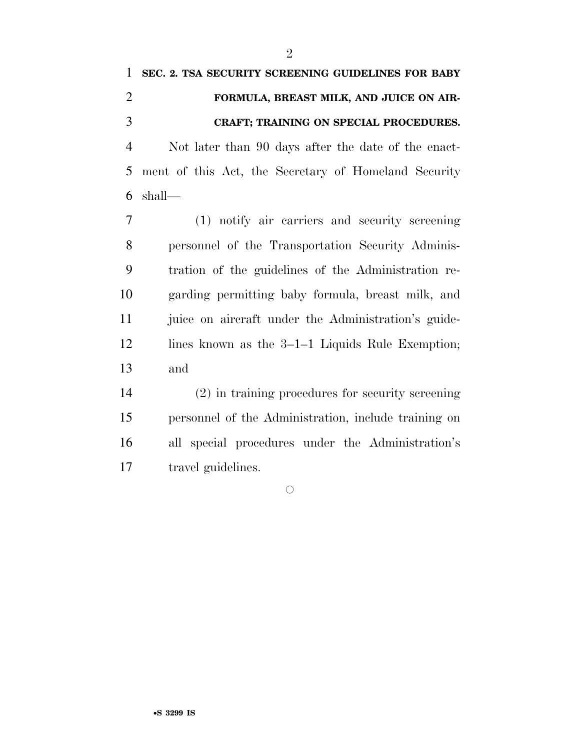**SEC. 2. TSA SECURITY SCREENING GUIDELINES FOR BABY FORMULA, BREAST MILK, AND JUICE ON AIRCRAFT; TRAINING ON SPECIAL PROCEDURES.**

Not later than 90 days after the date of the enactment of this Act, the Secretary of Homeland Security shall—

(1) notify air carriers and security screening personnel of the Transportation Security Administration of the guidelines of the Administration regarding permitting baby formula, breast milk, and juice on aircraft under the Administration's guidelines known as the 3–1–1 Liquids Rule Exemption; and

(2) in training procedures for security screening personnel of the Administration, include training on all special procedures under the Administration's travel guidelines.

○